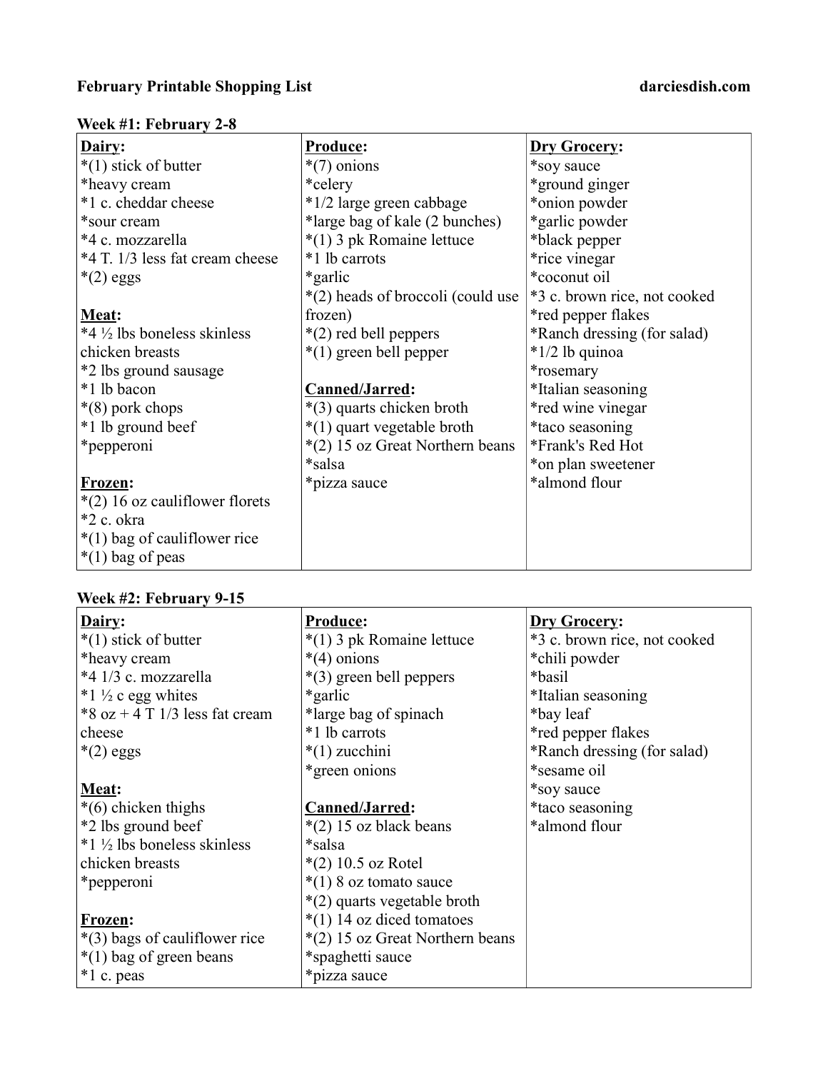# February Printable Shopping List

darciesdish.com

## Week #1: February 2-8

| Dairy: | Produce: | Dry Grocery: |
|---|---|---|
| *(1) stick of butter | *(7) onions | *soy sauce |
| *heavy cream | *celery | *ground ginger |
| *1 c. cheddar cheese | *1/2 large green cabbage | *onion powder |
| *sour cream | *large bag of kale (2 bunches) | *garlic powder |
| *4 c. mozzarella | *(1) 3 pk Romaine lettuce | *black pepper |
| *4 T. 1/3 less fat cream cheese | *1 lb carrots | *rice vinegar |
| *(2) eggs | *garlic | *coconut oil |
| | *(2) heads of broccoli (could use frozen) | *3 c. brown rice, not cooked |
| **Meat:** | *(2) red bell peppers | *red pepper flakes |
| *4 ½ lbs boneless skinless chicken breasts | *(1) green bell pepper | *Ranch dressing (for salad) |
| *2 lbs ground sausage | | *1/2 lb quinoa |
| *1 lb bacon | **Canned/Jarred:** | *rosemary |
| *(8) pork chops | *(3) quarts chicken broth | *Italian seasoning |
| *1 lb ground beef | *(1) quart vegetable broth | *red wine vinegar |
| *pepperoni | *(2) 15 oz Great Northern beans | *taco seasoning |
| | *salsa | *Frank's Red Hot |
| **Frozen:** | *pizza sauce | *on plan sweetener |
| *(2) 16 oz cauliflower florets | | *almond flour |
| *2 c. okra | | |
| *(1) bag of cauliflower rice | | |
| *(1) bag of peas | | |

## Week #2: February 9-15

| Dairy: | Produce: | Dry Grocery: |
|---|---|---|
| *(1) stick of butter | *(1) 3 pk Romaine lettuce | *3 c. brown rice, not cooked |
| *heavy cream | *(4) onions | *chili powder |
| *4 1/3 c. mozzarella | *(3) green bell peppers | *basil |
| *1 ½ c egg whites | *garlic | *Italian seasoning |
| *8 oz + 4 T 1/3 less fat cream cheese | *large bag of spinach | *bay leaf |
| *(2) eggs | *1 lb carrots | *red pepper flakes |
| | *(1) zucchini | *Ranch dressing (for salad) |
| **Meat:** | *green onions | *sesame oil |
| *(6) chicken thighs | | *soy sauce |
| *2 lbs ground beef | **Canned/Jarred:** | *taco seasoning |
| *1 ½ lbs boneless skinless chicken breasts | *(2) 15 oz black beans | *almond flour |
| *pepperoni | *salsa | |
| | *(2) 10.5 oz Rotel | |
| **Frozen:** | *(1) 8 oz tomato sauce | |
| *(3) bags of cauliflower rice | *(2) quarts vegetable broth | |
| *(1) bag of green beans | *(1) 14 oz diced tomatoes | |
| *1 c. peas | *(2) 15 oz Great Northern beans | |
| | *spaghetti sauce | |
| | *pizza sauce | |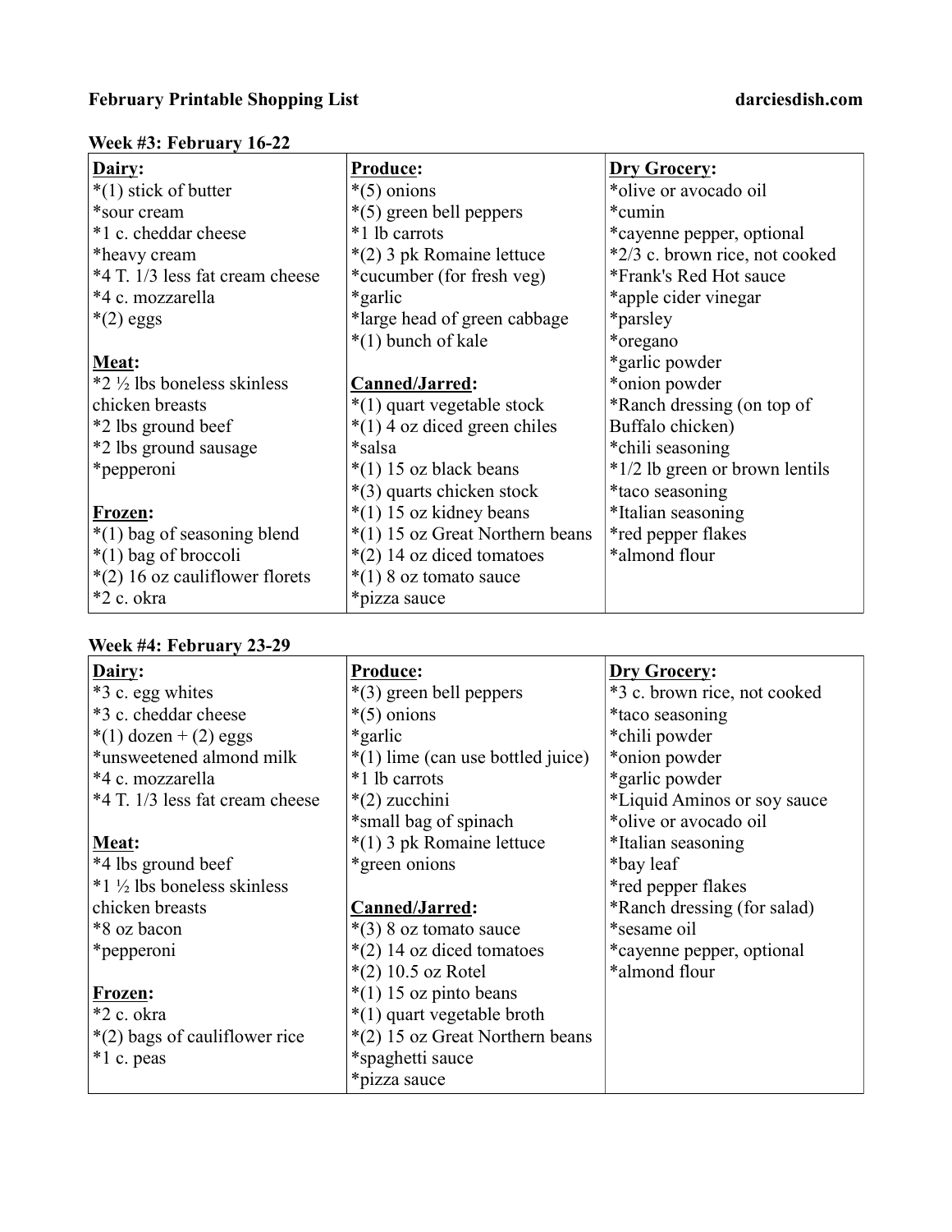**February Printable Shopping List** **darciesdish.com**

**Week #3: February 16-22**

| **Dairy:** | **Produce:** | **Dry Grocery:** |
|---|---|---|
| *(1) stick of butter | *(5) onions | *olive or avocado oil |
| *sour cream | *(5) green bell peppers | *cumin |
| *1 c. cheddar cheese | *1 lb carrots | *cayenne pepper, optional |
| *heavy cream | *(2) 3 pk Romaine lettuce | *2/3 c. brown rice, not cooked |
| *4 T. 1/3 less fat cream cheese | *cucumber (for fresh veg) | *Frank's Red Hot sauce |
| *4 c. mozzarella | *garlic | *apple cider vinegar |
| *(2) eggs | *large head of green cabbage | *parsley |
| | *(1) bunch of kale | *oregano |
| **Meat:** | | *garlic powder |
| *2 ½ lbs boneless skinless chicken breasts | **Canned/Jarred:** | *onion powder |
| *2 lbs ground beef | *(1) quart vegetable stock | *Ranch dressing (on top of Buffalo chicken) |
| *2 lbs ground sausage | *(1) 4 oz diced green chiles | *chili seasoning |
| *pepperoni | *salsa | *1/2 lb green or brown lentils |
| | *(1) 15 oz black beans | *taco seasoning |
| **Frozen:** | *(3) quarts chicken stock | *Italian seasoning |
| *(1) bag of seasoning blend | *(1) 15 oz kidney beans | *red pepper flakes |
| *(1) bag of broccoli | *(1) 15 oz Great Northern beans | *almond flour |
| *(2) 16 oz cauliflower florets | *(2) 14 oz diced tomatoes | |
| *2 c. okra | *(1) 8 oz tomato sauce | |
| | *pizza sauce | |

**Week #4: February 23-29**

| **Dairy:** | **Produce:** | **Dry Grocery:** |
|---|---|---|
| *3 c. egg whites | *(3) green bell peppers | *3 c. brown rice, not cooked |
| *3 c. cheddar cheese | *(5) onions | *taco seasoning |
| *(1) dozen + (2) eggs | *garlic | *chili powder |
| *unsweetened almond milk | *(1) lime (can use bottled juice) | *onion powder |
| *4 c. mozzarella | *1 lb carrots | *garlic powder |
| *4 T. 1/3 less fat cream cheese | *(2) zucchini | *Liquid Aminos or soy sauce |
| | *small bag of spinach | *olive or avocado oil |
| **Meat:** | *(1) 3 pk Romaine lettuce | *Italian seasoning |
| *4 lbs ground beef | *green onions | *bay leaf |
| *1 ½ lbs boneless skinless chicken breasts | | *red pepper flakes |
| | **Canned/Jarred:** | *Ranch dressing (for salad) |
| *8 oz bacon | *(3) 8 oz tomato sauce | *sesame oil |
| *pepperoni | *(2) 14 oz diced tomatoes | *cayenne pepper, optional |
| | *(2) 10.5 oz Rotel | *almond flour |
| **Frozen:** | *(1) 15 oz pinto beans | |
| *2 c. okra | *(1) quart vegetable broth | |
| *(2) bags of cauliflower rice | *(2) 15 oz Great Northern beans | |
| *1 c. peas | *spaghetti sauce | |
| | *pizza sauce | |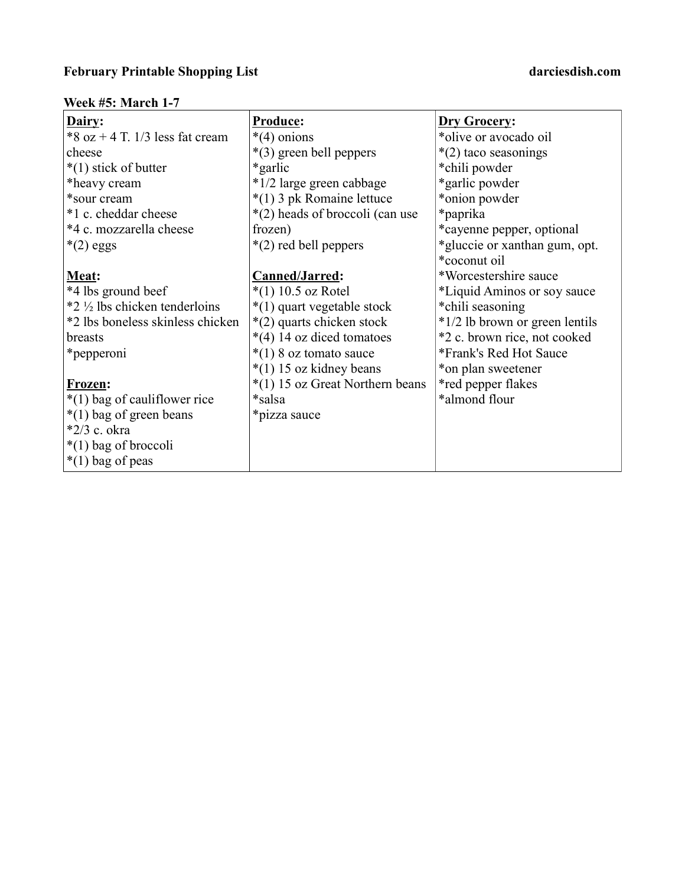**February Printable Shopping List** **darciesdish.com**

**Week #5: March 1-7**

| | | |
|---|---|---|
| <u>**Dairy**</u>:<br>*8 oz + 4 T. 1/3 less fat cream cheese<br>*(1) stick of butter<br>*heavy cream<br>*sour cream<br>*1 c. cheddar cheese<br>*4 c. mozzarella cheese<br>*(2) eggs<br><br><u>**Meat**</u>:<br>*4 lbs ground beef<br>*2 ½ lbs chicken tenderloins<br>*2 lbs boneless skinless chicken breasts<br>*pepperoni<br><br><u>**Frozen**</u>:<br>*(1) bag of cauliflower rice<br>*(1) bag of green beans<br>*2/3 c. okra<br>*(1) bag of broccoli<br>*(1) bag of peas | <u>**Produce**</u>:<br>*(4) onions<br>*(3) green bell peppers<br>*garlic<br>*1/2 large green cabbage<br>*(1) 3 pk Romaine lettuce<br>*(2) heads of broccoli (can use frozen)<br>*(2) red bell peppers<br><br><u>**Canned/Jarred**</u>:<br>*(1) 10.5 oz Rotel<br>*(1) quart vegetable stock<br>*(2) quarts chicken stock<br>*(4) 14 oz diced tomatoes<br>*(1) 8 oz tomato sauce<br>*(1) 15 oz kidney beans<br>*(1) 15 oz Great Northern beans<br>*salsa<br>*pizza sauce | <u>**Dry Grocery**</u>:<br>*olive or avocado oil<br>*(2) taco seasonings<br>*chili powder<br>*garlic powder<br>*onion powder<br>*paprika<br>*cayenne pepper, optional<br>*gluccie or xanthan gum, opt.<br>*coconut oil<br>*Worcestershire sauce<br>*Liquid Aminos or soy sauce<br>*chili seasoning<br>*1/2 lb brown or green lentils<br>*2 c. brown rice, not cooked<br>*Frank's Red Hot Sauce<br>*on plan sweetener<br>*red pepper flakes<br>*almond flour |